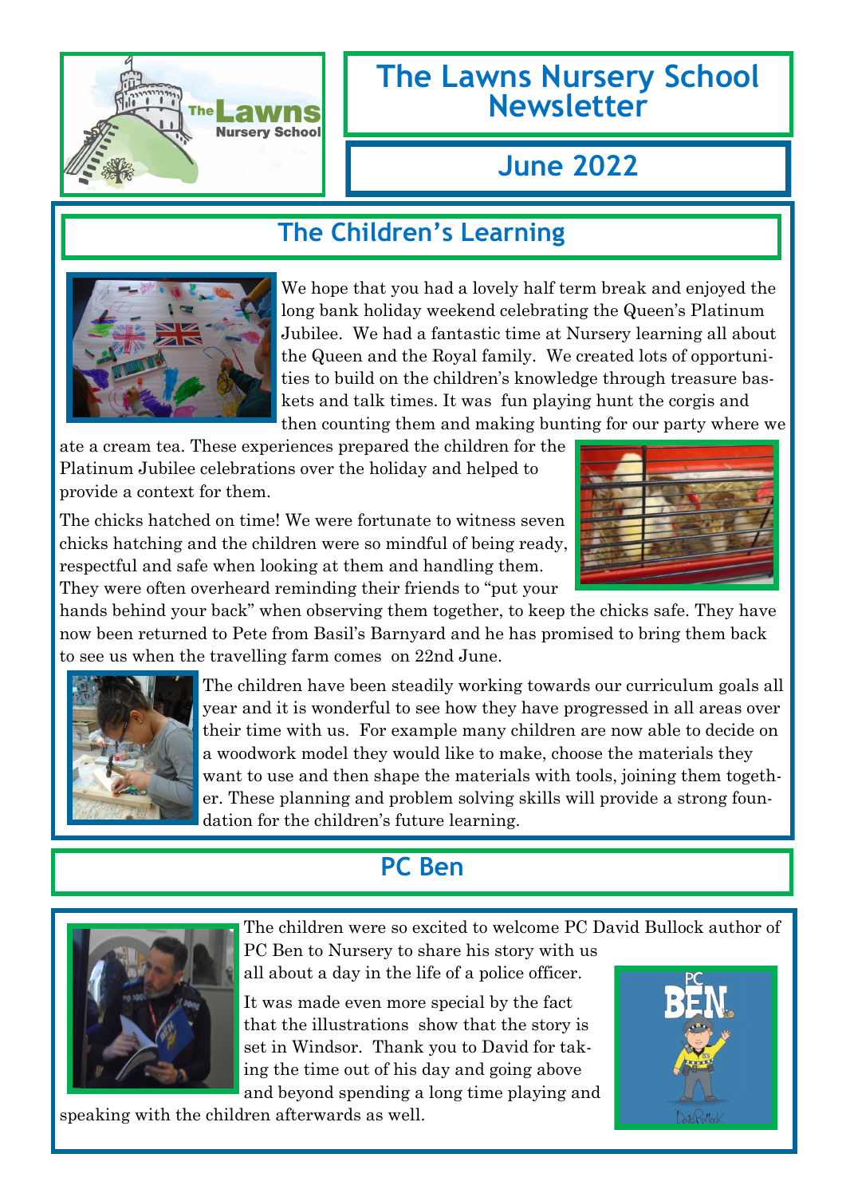# The Lawns Nursery School Newsletter

## June 2022

## The Children's Learning

We hope that you had a lovely half term break and enjoyed the long bank holiday weekend celebrating the Queen's Platinum Jubilee. We had a fantastic time at Nursery learning all about the Queen and the Royal family. We created lots of opportunities to build on the children's knowledge through treasure baskets and talk times. It was fun playing hunt the corgis and then counting them and making bunting for our party where we ate a cream tea. These experiences prepared the children for the Platinum Jubilee celebrations over the holiday and helped to provide a context for them.

The chicks hatched on time! We were fortunate to witness seven chicks hatching and the children were so mindful of being ready, respectful and safe when looking at them and handling them. They were often overheard reminding their friends to "put your hands behind your back" when observing them together, to keep the chicks safe. They have now been returned to Pete from Basil's Barnyard and he has promised to bring them back to see us when the travelling farm comes on 22nd June.

The children have been steadily working towards our curriculum goals all year and it is wonderful to see how they have progressed in all areas over their time with us. For example many children are now able to decide on a woodwork model they would like to make, choose the materials they want to use and then shape the materials with tools, joining them together. These planning and problem solving skills will provide a strong foundation for the children's future learning.

## PC Ben

The children were so excited to welcome PC David Bullock author of PC Ben to Nursery to share his story with us all about a day in the life of a police officer.

It was made even more special by the fact that the illustrations show that the story is set in Windsor. Thank you to David for taking the time out of his day and going above and beyond spending a long time playing and speaking with the children afterwards as well.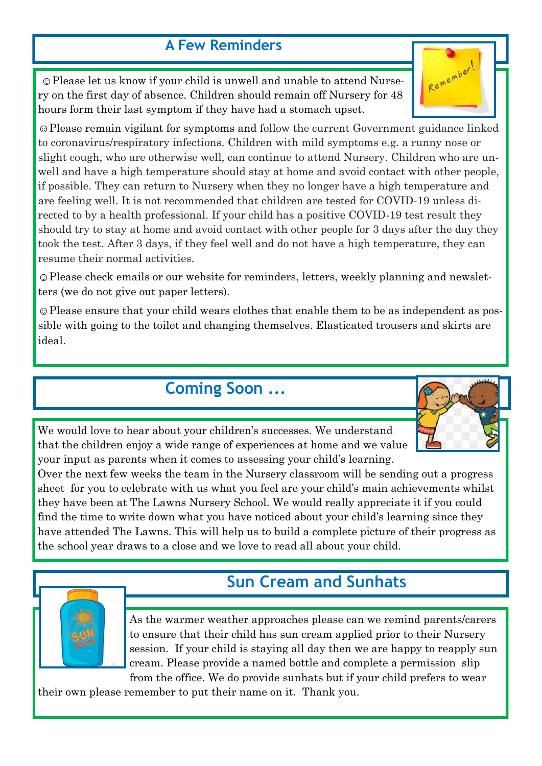## A Few Reminders

☺Please let us know if your child is unwell and unable to attend Nursery on the first day of absence. Children should remain off Nursery for 48 hours form their last symptom if they have had a stomach upset.

☺Please remain vigilant for symptoms and follow the current Government guidance linked to coronavirus/respiratory infections. Children with mild symptoms e.g. a runny nose or slight cough, who are otherwise well, can continue to attend Nursery. Children who are unwell and have a high temperature should stay at home and avoid contact with other people, if possible. They can return to Nursery when they no longer have a high temperature and are feeling well. It is not recommended that children are tested for COVID-19 unless directed to by a health professional. If your child has a positive COVID-19 test result they should try to stay at home and avoid contact with other people for 3 days after the day they took the test. After 3 days, if they feel well and do not have a high temperature, they can resume their normal activities.

☺Please check emails or our website for reminders, letters, weekly planning and newsletters (we do not give out paper letters).

☺Please ensure that your child wears clothes that enable them to be as independent as possible with going to the toilet and changing themselves. Elasticated trousers and skirts are ideal.

## Coming Soon ...

We would love to hear about your children's successes. We understand that the children enjoy a wide range of experiences at home and we value your input as parents when it comes to assessing your child's learning. Over the next few weeks the team in the Nursery classroom will be sending out a progress sheet for you to celebrate with us what you feel are your child's main achievements whilst they have been at The Lawns Nursery School. We would really appreciate it if you could find the time to write down what you have noticed about your child's learning since they have attended The Lawns. This will help us to build a complete picture of their progress as the school year draws to a close and we love to read all about your child.

## Sun Cream and Sunhats

As the warmer weather approaches please can we remind parents/carers to ensure that their child has sun cream applied prior to their Nursery session. If your child is staying all day then we are happy to reapply sun cream. Please provide a named bottle and complete a permission slip from the office. We do provide sunhats but if your child prefers to wear their own please remember to put their name on it. Thank you.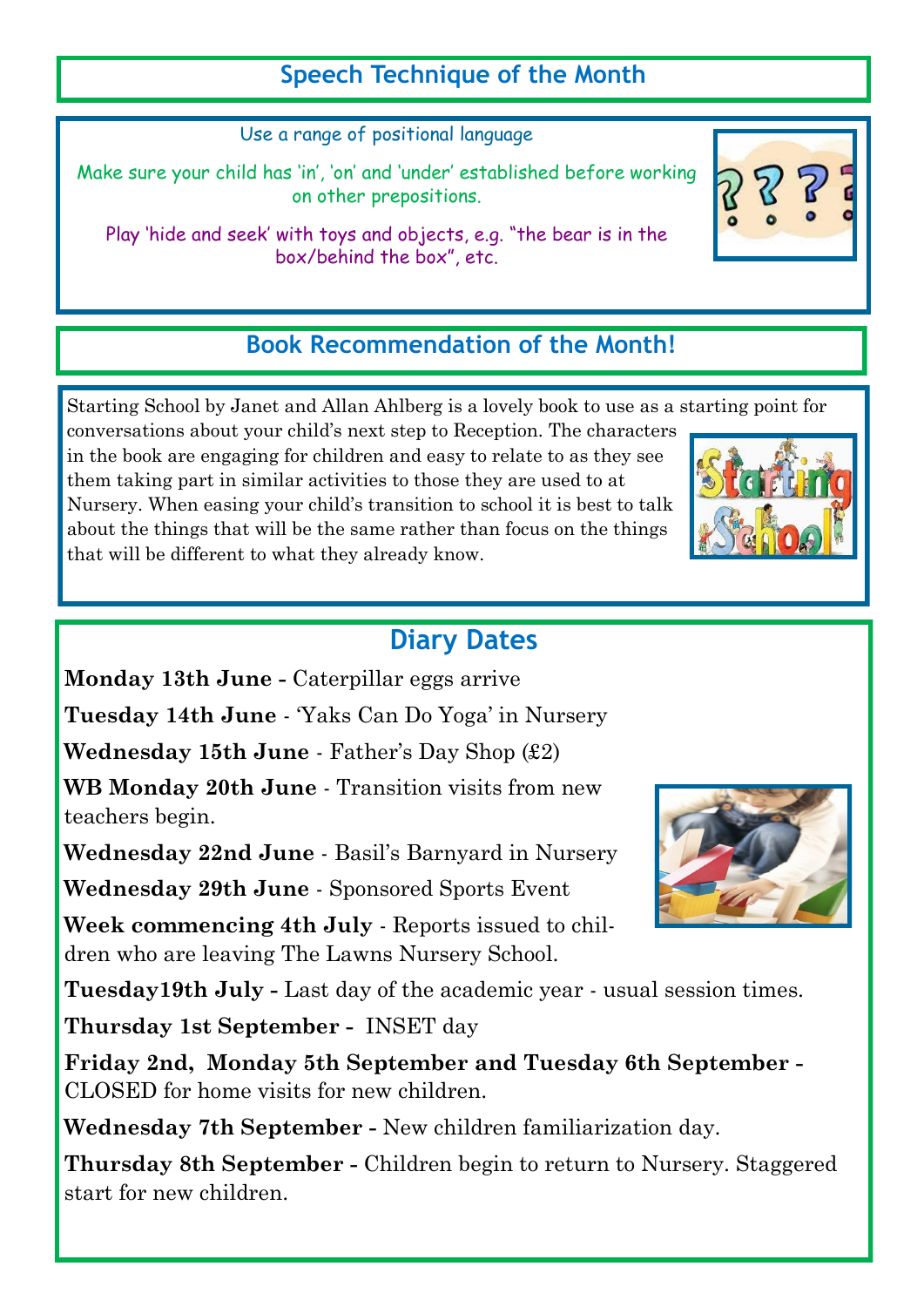## Speech Technique of the Month

Use a range of positional language

Make sure your child has 'in', 'on' and 'under' established before working on other prepositions.

Play 'hide and seek' with toys and objects, e.g. "the bear is in the box/behind the box", etc.

## Book Recommendation of the Month!

Starting School by Janet and Allan Ahlberg is a lovely book to use as a starting point for conversations about your child's next step to Reception. The characters in the book are engaging for children and easy to relate to as they see them taking part in similar activities to those they are used to at Nursery. When easing your child's transition to school it is best to talk about the things that will be the same rather than focus on the things that will be different to what they already know.

## Diary Dates

**Monday 13th June -** Caterpillar eggs arrive

**Tuesday 14th June** - 'Yaks Can Do Yoga' in Nursery

**Wednesday 15th June** - Father's Day Shop (£2)

**WB Monday 20th June** - Transition visits from new teachers begin.

**Wednesday 22nd June** - Basil's Barnyard in Nursery

**Wednesday 29th June** - Sponsored Sports Event

**Week commencing 4th July** - Reports issued to children who are leaving The Lawns Nursery School.

**Tuesday19th July -** Last day of the academic year - usual session times.

**Thursday 1st September -** INSET day

**Friday 2nd, Monday 5th September and Tuesday 6th September -** CLOSED for home visits for new children.

**Wednesday 7th September -** New children familiarization day.

**Thursday 8th September -** Children begin to return to Nursery. Staggered start for new children.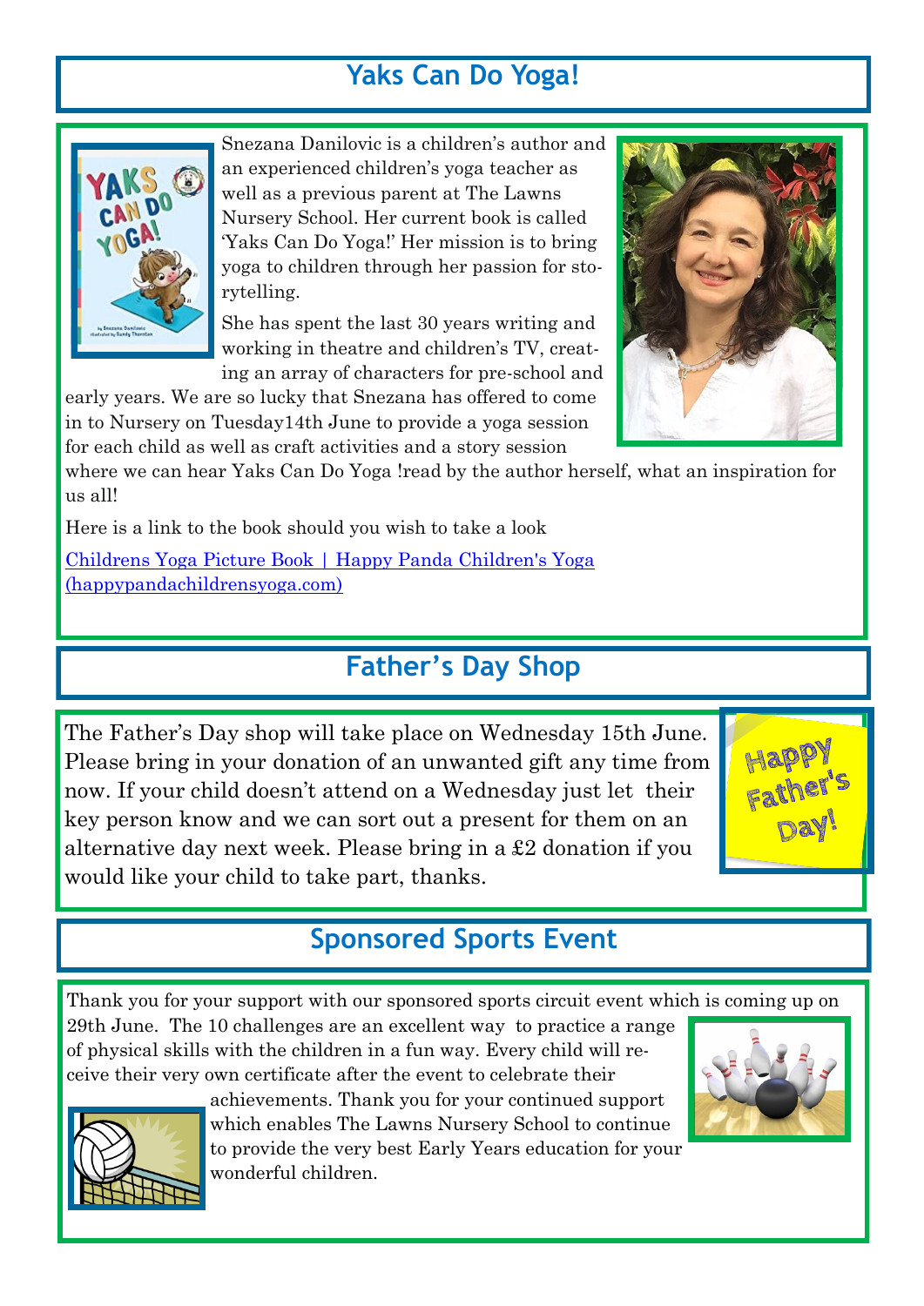## Yaks Can Do Yoga!

Snezana Danilovic is a children's author and an experienced children's yoga teacher as well as a previous parent at The Lawns Nursery School. Her current book is called 'Yaks Can Do Yoga!' Her mission is to bring yoga to children through her passion for storytelling.

She has spent the last 30 years writing and working in theatre and children's TV, creating an array of characters for pre-school and early years. We are so lucky that Snezana has offered to come in to Nursery on Tuesday14th June to provide a yoga session for each child as well as craft activities and a story session where we can hear Yaks Can Do Yoga !read by the author herself, what an inspiration for us all!

Here is a link to the book should you wish to take a look

[Childrens Yoga Picture Book | Happy Panda Children's Yoga (happypandachildrensyoga.com)](happypandachildrensyoga.com)

## Father's Day Shop

The Father's Day shop will take place on Wednesday 15th June. Please bring in your donation of an unwanted gift any time from now. If your child doesn't attend on a Wednesday just let their key person know and we can sort out a present for them on an alternative day next week. Please bring in a £2 donation if you would like your child to take part, thanks.

## Sponsored Sports Event

Thank you for your support with our sponsored sports circuit event which is coming up on 29th June. The 10 challenges are an excellent way to practice a range of physical skills with the children in a fun way. Every child will receive their very own certificate after the event to celebrate their achievements. Thank you for your continued support which enables The Lawns Nursery School to continue to provide the very best Early Years education for your wonderful children.